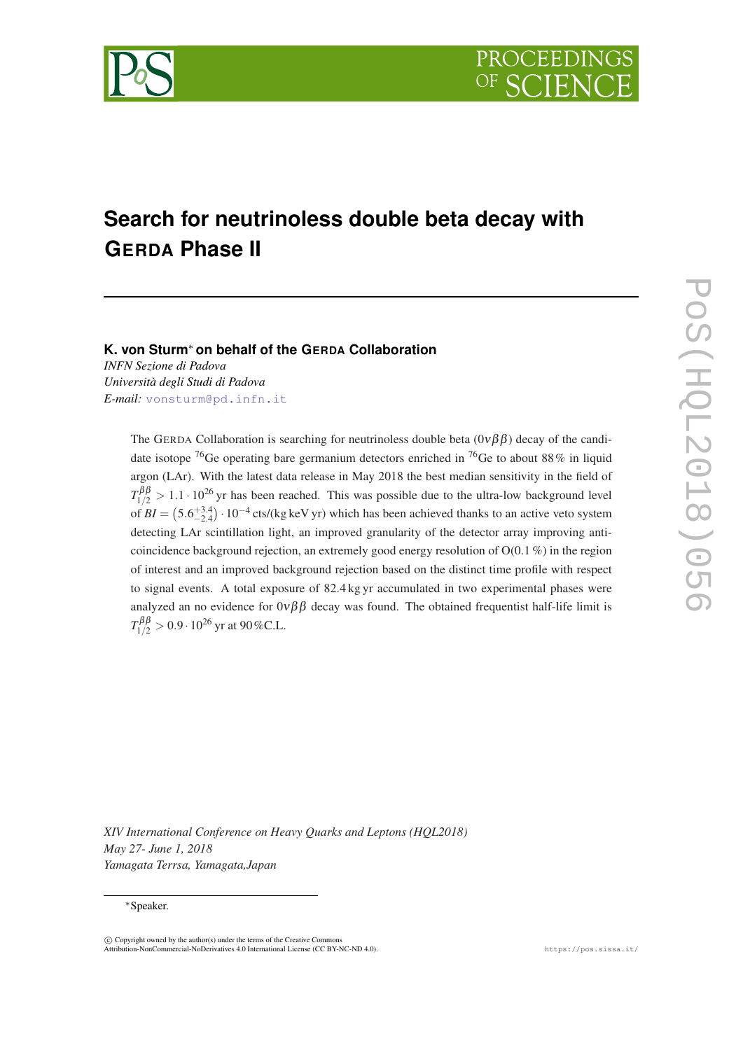# Search for neutrinoless double beta decay with GERDA Phase II

**K. von Sturm[*] on behalf of the GERDA Collaboration**

*INFN Sezione di Padova*

*Università degli Studi di Padova*

*E-mail:* vonsturm@pd.infn.it

The GERDA Collaboration is searching for neutrinoless double beta ($0\nu\beta\beta$) decay of the candidate isotope $^{76}$Ge operating bare germanium detectors enriched in $^{76}$Ge to about 88 % in liquid argon (LAr). With the latest data release in May 2018 the best median sensitivity in the field of $T_{1/2}^{\beta\beta} > 1.1 \cdot 10^{26}$ yr has been reached. This was possible due to the ultra-low background level of $BI = \left(5.6^{+3.4}_{-2.4}\right) \cdot 10^{-4}$ cts/(kg keV yr) which has been achieved thanks to an active veto system detecting LAr scintillation light, an improved granularity of the detector array improving anti-coincidence background rejection, an extremely good energy resolution of O(0.1 %) in the region of interest and an improved background rejection based on the distinct time profile with respect to signal events. A total exposure of 82.4 kg yr accumulated in two experimental phases were analyzed an no evidence for $0\nu\beta\beta$ decay was found. The obtained frequentist half-life limit is $T_{1/2}^{\beta\beta} > 0.9 \cdot 10^{26}$ yr at 90 %C.L.

*XIV International Conference on Heavy Quarks and Leptons (HQL2018)*
*May 27- June 1, 2018*
*Yamagata Terrsa, Yamagata,Japan*

[*]Speaker.

© Copyright owned by the author(s) under the terms of the Creative Commons Attribution-NonCommercial-NoDerivatives 4.0 International License (CC BY-NC-ND 4.0).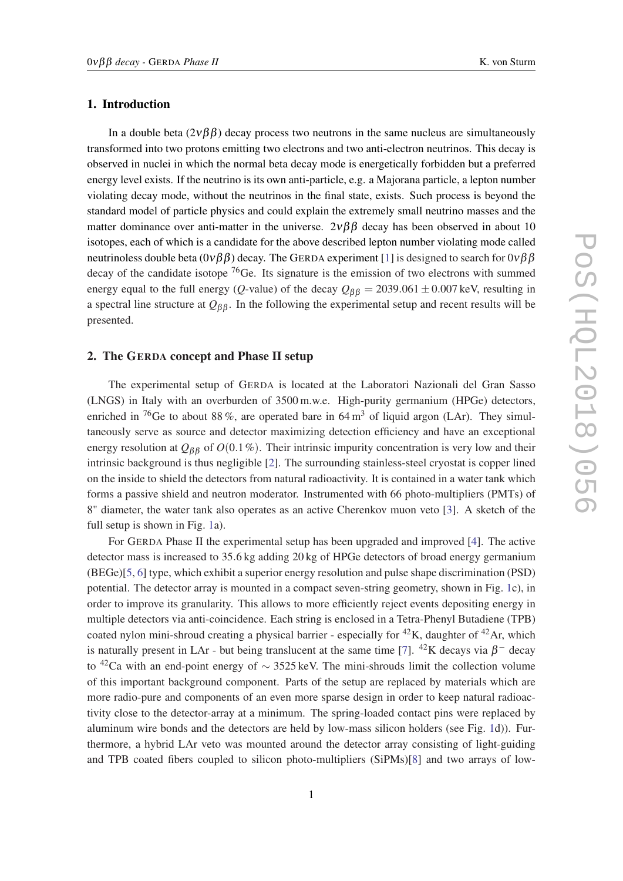## 1. Introduction

In a double beta ($2\nu\beta\beta$) decay process two neutrons in the same nucleus are simultaneously transformed into two protons emitting two electrons and two anti-electron neutrinos. This decay is observed in nuclei in which the normal beta decay mode is energetically forbidden but a preferred energy level exists. If the neutrino is its own anti-particle, e.g. a Majorana particle, a lepton number violating decay mode, without the neutrinos in the final state, exists. Such process is beyond the standard model of particle physics and could explain the extremely small neutrino masses and the matter dominance over anti-matter in the universe. $2\nu\beta\beta$ decay has been observed in about 10 isotopes, each of which is a candidate for the above described lepton number violating mode called neutrinoless double beta ($0\nu\beta\beta$) decay. The GERDA experiment [1] is designed to search for $0\nu\beta\beta$ decay of the candidate isotope $^{76}$Ge. Its signature is the emission of two electrons with summed energy equal to the full energy ($Q$-value) of the decay $Q_{\beta\beta} = 2039.061 \pm 0.007$ keV, resulting in a spectral line structure at $Q_{\beta\beta}$. In the following the experimental setup and recent results will be presented.

## 2. The GERDA concept and Phase II setup

The experimental setup of GERDA is located at the Laboratori Nazionali del Gran Sasso (LNGS) in Italy with an overburden of 3500 m.w.e. High-purity germanium (HPGe) detectors, enriched in $^{76}$Ge to about 88 %, are operated bare in 64 m$^3$ of liquid argon (LAr). They simultaneously serve as source and detector maximizing detection efficiency and have an exceptional energy resolution at $Q_{\beta\beta}$ of $O(0.1\,\%)$. Their intrinsic impurity concentration is very low and their intrinsic background is thus negligible [2]. The surrounding stainless-steel cryostat is copper lined on the inside to shield the detectors from natural radioactivity. It is contained in a water tank which forms a passive shield and neutron moderator. Instrumented with 66 photo-multipliers (PMTs) of 8" diameter, the water tank also operates as an active Cherenkov muon veto [3]. A sketch of the full setup is shown in Fig. 1a).

For GERDA Phase II the experimental setup has been upgraded and improved [4]. The active detector mass is increased to 35.6 kg adding 20 kg of HPGe detectors of broad energy germanium (BEGe)[5, 6] type, which exhibit a superior energy resolution and pulse shape discrimination (PSD) potential. The detector array is mounted in a compact seven-string geometry, shown in Fig. 1c), in order to improve its granularity. This allows to more efficiently reject events depositing energy in multiple detectors via anti-coincidence. Each string is enclosed in a Tetra-Phenyl Butadiene (TPB) coated nylon mini-shroud creating a physical barrier - especially for $^{42}$K, daughter of $^{42}$Ar, which is naturally present in LAr - but being translucent at the same time [7]. $^{42}$K decays via $\beta^-$ decay to $^{42}$Ca with an end-point energy of $\sim 3525$ keV. The mini-shrouds limit the collection volume of this important background component. Parts of the setup are replaced by materials which are more radio-pure and components of an even more sparse design in order to keep natural radioactivity close to the detector-array at a minimum. The spring-loaded contact pins were replaced by aluminum wire bonds and the detectors are held by low-mass silicon holders (see Fig. 1d)). Furthermore, a hybrid LAr veto was mounted around the detector array consisting of light-guiding and TPB coated fibers coupled to silicon photo-multipliers (SiPMs)[8] and two arrays of low-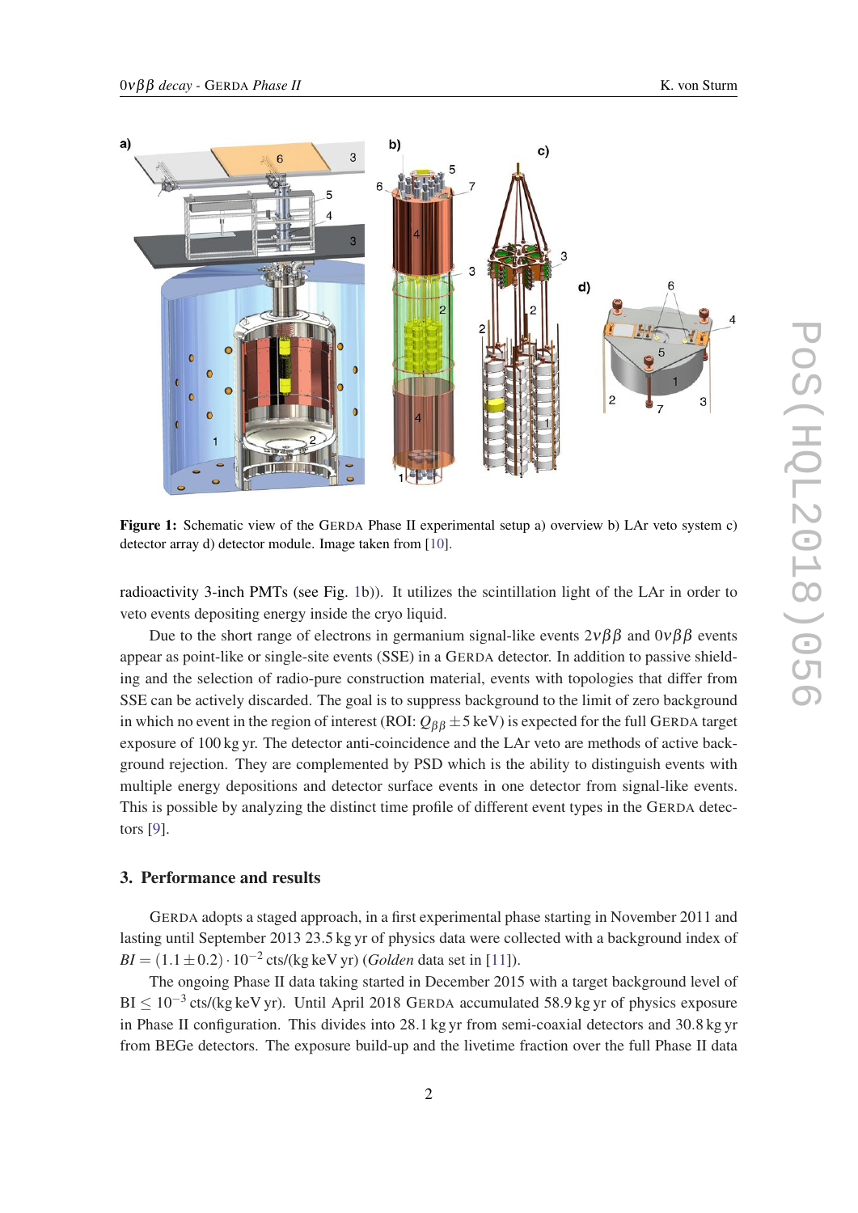**Figure 1:** Schematic view of the GERDA Phase II experimental setup a) overview b) LAr veto system c) detector array d) detector module. Image taken from [10].

radioactivity 3-inch PMTs (see Fig. 1b)). It utilizes the scintillation light of the LAr in order to veto events depositing energy inside the cryo liquid.

Due to the short range of electrons in germanium signal-like events $2\nu\beta\beta$ and $0\nu\beta\beta$ events appear as point-like or single-site events (SSE) in a GERDA detector. In addition to passive shielding and the selection of radio-pure construction material, events with topologies that differ from SSE can be actively discarded. The goal is to suppress background to the limit of zero background in which no event in the region of interest (ROI: $Q_{\beta\beta} \pm 5$ keV) is expected for the full GERDA target exposure of 100 kg yr. The detector anti-coincidence and the LAr veto are methods of active background rejection. They are complemented by PSD which is the ability to distinguish events with multiple energy depositions and detector surface events in one detector from signal-like events. This is possible by analyzing the distinct time profile of different event types in the GERDA detectors [9].

## 3. Performance and results

GERDA adopts a staged approach, in a first experimental phase starting in November 2011 and lasting until September 2013 23.5 kg yr of physics data were collected with a background index of $BI = (1.1 \pm 0.2) \cdot 10^{-2}$ cts/(kg keV yr) (*Golden* data set in [11]).

The ongoing Phase II data taking started in December 2015 with a target background level of $\text{BI} \leq 10^{-3}$ cts/(kg keV yr). Until April 2018 GERDA accumulated 58.9 kg yr of physics exposure in Phase II configuration. This divides into 28.1 kg yr from semi-coaxial detectors and 30.8 kg yr from BEGe detectors. The exposure build-up and the livetime fraction over the full Phase II data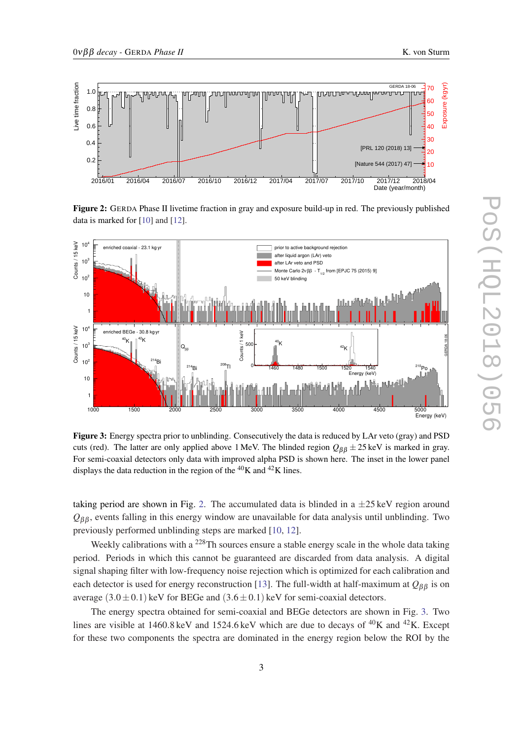**Figure 2:** GERDA Phase II livetime fraction in gray and exposure build-up in red. The previously published data is marked for [10] and [12].

**Figure 3:** Energy spectra prior to unblinding. Consecutively the data is reduced by LAr veto (gray) and PSD cuts (red). The latter are only applied above 1 MeV. The blinded region $Q_{\beta\beta} \pm 25$ keV is marked in gray. For semi-coaxial detectors only data with improved alpha PSD is shown here. The inset in the lower panel displays the data reduction in the region of the $^{40}$K and $^{42}$K lines.

taking period are shown in Fig. 2. The accumulated data is blinded in a $\pm 25$ keV region around $Q_{\beta\beta}$, events falling in this energy window are unavailable for data analysis until unblinding. Two previously performed unblinding steps are marked [10, 12].

Weekly calibrations with a $^{228}$Th sources ensure a stable energy scale in the whole data taking period. Periods in which this cannot be guaranteed are discarded from data analysis. A digital signal shaping filter with low-frequency noise rejection which is optimized for each calibration and each detector is used for energy reconstruction [13]. The full-width at half-maximum at $Q_{\beta\beta}$ is on average $(3.0 \pm 0.1)$ keV for BEGe and $(3.6 \pm 0.1)$ keV for semi-coaxial detectors.

The energy spectra obtained for semi-coaxial and BEGe detectors are shown in Fig. 3. Two lines are visible at 1460.8 keV and 1524.6 keV which are due to decays of $^{40}$K and $^{42}$K. Except for these two components the spectra are dominated in the energy region below the ROI by the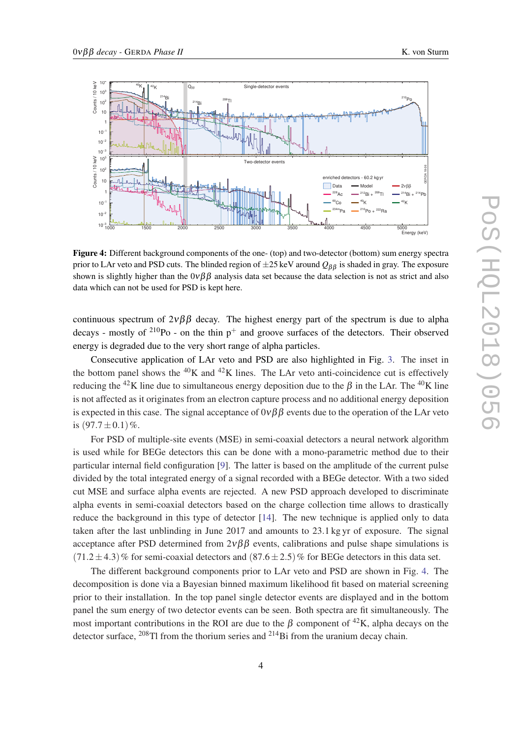**Figure 4:** Different background components of the one- (top) and two-detector (bottom) sum energy spectra prior to LAr veto and PSD cuts. The blinded region of $\pm 25$ keV around $Q_{\beta\beta}$ is shaded in gray. The exposure shown is slightly higher than the $0\nu\beta\beta$ analysis data set because the data selection is not as strict and also data which can not be used for PSD is kept here.

continuous spectrum of $2\nu\beta\beta$ decay. The highest energy part of the spectrum is due to alpha decays - mostly of $^{210}$Po - on the thin p$^+$ and groove surfaces of the detectors. Their observed energy is degraded due to the very short range of alpha particles.

Consecutive application of LAr veto and PSD are also highlighted in Fig. 3. The inset in the bottom panel shows the $^{40}$K and $^{42}$K lines. The LAr veto anti-coincidence cut is effectively reducing the $^{42}$K line due to simultaneous energy deposition due to the $\beta$ in the LAr. The $^{40}$K line is not affected as it originates from an electron capture process and no additional energy deposition is expected in this case. The signal acceptance of $0\nu\beta\beta$ events due to the operation of the LAr veto is $(97.7 \pm 0.1)$ %.

For PSD of multiple-site events (MSE) in semi-coaxial detectors a neural network algorithm is used while for BEGe detectors this can be done with a mono-parametric method due to their particular internal field configuration [9]. The latter is based on the amplitude of the current pulse divided by the total integrated energy of a signal recorded with a BEGe detector. With a two sided cut MSE and surface alpha events are rejected. A new PSD approach developed to discriminate alpha events in semi-coaxial detectors based on the charge collection time allows to drastically reduce the background in this type of detector [14]. The new technique is applied only to data taken after the last unblinding in June 2017 and amounts to 23.1 kg yr of exposure. The signal acceptance after PSD determined from $2\nu\beta\beta$ events, calibrations and pulse shape simulations is $(71.2 \pm 4.3)$ % for semi-coaxial detectors and $(87.6 \pm 2.5)$ % for BEGe detectors in this data set.

The different background components prior to LAr veto and PSD are shown in Fig. 4. The decomposition is done via a Bayesian binned maximum likelihood fit based on material screening prior to their installation. In the top panel single detector events are displayed and in the bottom panel the sum energy of two detector events can be seen. Both spectra are fit simultaneously. The most important contributions in the ROI are due to the $\beta$ component of $^{42}$K, alpha decays on the detector surface, $^{208}$Tl from the thorium series and $^{214}$Bi from the uranium decay chain.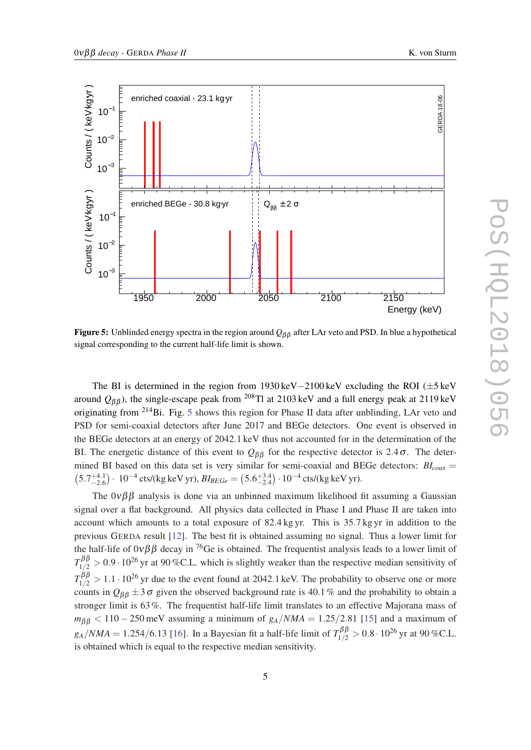**Figure 5:** Unblinded energy spectra in the region around $Q_{\beta\beta}$ after LAr veto and PSD. In blue a hypothetical signal corresponding to the current half-life limit is shown.

The BI is determined in the region from 1930 keV−2100 keV excluding the ROI (±5 keV around $Q_{\beta\beta}$), the single-escape peak from $^{208}$Tl at 2103 keV and a full energy peak at 2119 keV originating from $^{214}$Bi. Fig. 5 shows this region for Phase II data after unblinding, LAr veto and PSD for semi-coaxial detectors after June 2017 and BEGe detectors. One event is observed in the BEGe detectors at an energy of 2042.1 keV thus not accounted for in the determination of the BI. The energetic distance of this event to $Q_{\beta\beta}$ for the respective detector is $2.4\,\sigma$. The determined BI based on this data set is very similar for semi-coaxial and BEGe detectors: $BI_{coax} = \left(5.7^{+4.1}_{-2.6}\right) \cdot 10^{-4}$ cts/(kg keV yr), $BI_{BEGe} = \left(5.6^{+3.4}_{-2.4}\right) \cdot 10^{-4}$ cts/(kg keV yr).

The $0\nu\beta\beta$ analysis is done via an unbinned maximum likelihood fit assuming a Gaussian signal over a flat background. All physics data collected in Phase I and Phase II are taken into account which amounts to a total exposure of 82.4 kg yr. This is 35.7 kg yr in addition to the previous GERDA result [12]. The best fit is obtained assuming no signal. Thus a lower limit for the half-life of $0\nu\beta\beta$ decay in $^{76}$Ge is obtained. The frequentist analysis leads to a lower limit of $T^{\beta\beta}_{1/2} > 0.9 \cdot 10^{26}$ yr at 90 %C.L. which is slightly weaker than the respective median sensitivity of $T^{\beta\beta}_{1/2} > 1.1 \cdot 10^{26}$ yr due to the event found at 2042.1 keV. The probability to observe one or more counts in $Q_{\beta\beta} \pm 3\,\sigma$ given the observed background rate is 40.1 % and the probability to obtain a stronger limit is 63 %. The frequentist half-life limit translates to an effective Majorana mass of $m_{\beta\beta} < 110 - 250$ meV assuming a minimum of $g_A/NMA = 1.25/2.81$ [15] and a maximum of $g_A/NMA = 1.254/6.13$ [16]. In a Bayesian fit a half-life limit of $T^{\beta\beta}_{1/2} > 0.8 \cdot 10^{26}$ yr at 90 %C.L. is obtained which is equal to the respective median sensitivity.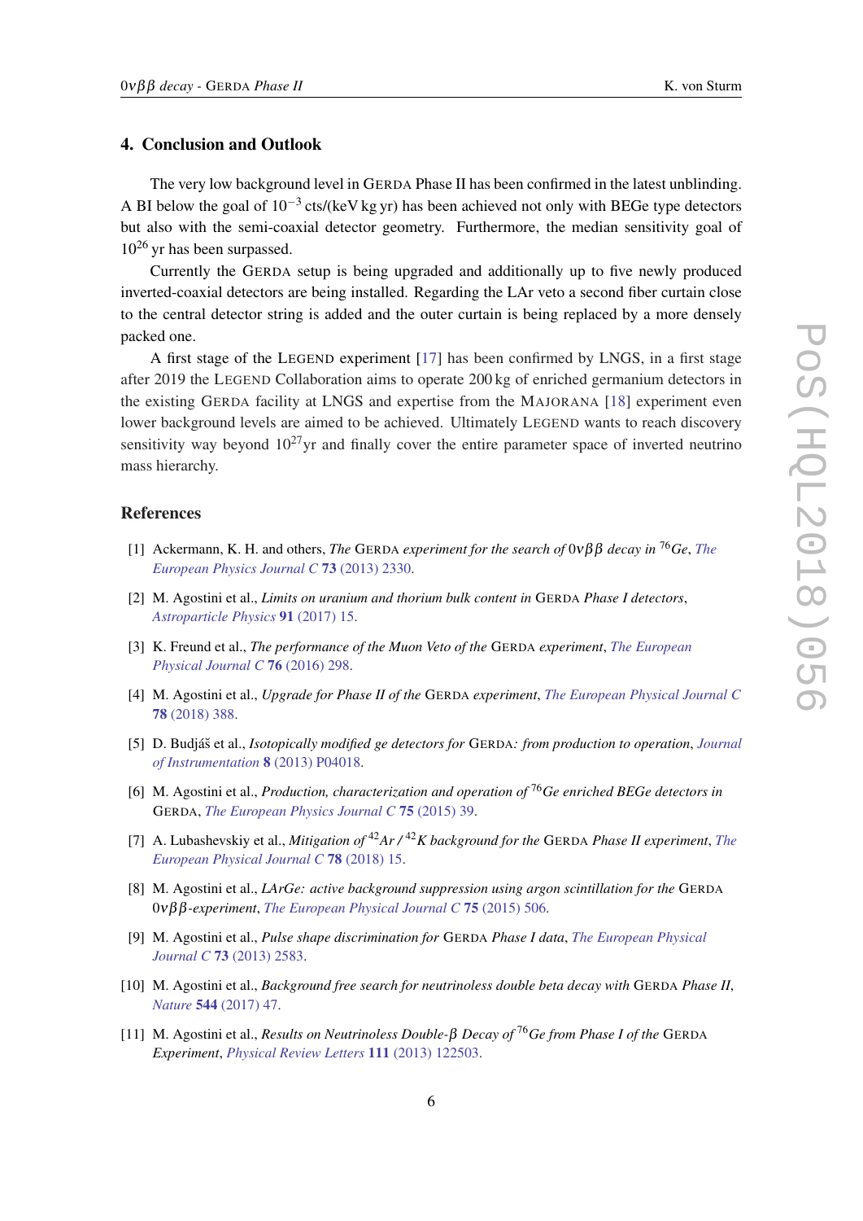## 4. Conclusion and Outlook

The very low background level in GERDA Phase II has been confirmed in the latest unblinding. A BI below the goal of $10^{-3}$ cts/(keV kg yr) has been achieved not only with BEGe type detectors but also with the semi-coaxial detector geometry. Furthermore, the median sensitivity goal of $10^{26}$ yr has been surpassed.

Currently the GERDA setup is being upgraded and additionally up to five newly produced inverted-coaxial detectors are being installed. Regarding the LAr veto a second fiber curtain close to the central detector string is added and the outer curtain is being replaced by a more densely packed one.

A first stage of the LEGEND experiment [17] has been confirmed by LNGS, in a first stage after 2019 the LEGEND Collaboration aims to operate 200 kg of enriched germanium detectors in the existing GERDA facility at LNGS and expertise from the MAJORANA [18] experiment even lower background levels are aimed to be achieved. Ultimately LEGEND wants to reach discovery sensitivity way beyond $10^{27}$ yr and finally cover the entire parameter space of inverted neutrino mass hierarchy.

## References

[1] Ackermann, K. H. and others, *The GERDA experiment for the search of $0\nu\beta\beta$ decay in $^{76}$Ge*, The European Physics Journal C **73** (2013) 2330.

[2] M. Agostini et al., *Limits on uranium and thorium bulk content in GERDA Phase I detectors*, Astroparticle Physics **91** (2017) 15.

[3] K. Freund et al., *The performance of the Muon Veto of the GERDA experiment*, The European Physical Journal C **76** (2016) 298.

[4] M. Agostini et al., *Upgrade for Phase II of the GERDA experiment*, The European Physical Journal C **78** (2018) 388.

[5] D. Budjáš et al., *Isotopically modified ge detectors for GERDA: from production to operation*, Journal of Instrumentation **8** (2013) P04018.

[6] M. Agostini et al., *Production, characterization and operation of $^{76}$Ge enriched BEGe detectors in GERDA*, The European Physics Journal C **75** (2015) 39.

[7] A. Lubashevskiy et al., *Mitigation of $^{42}$Ar / $^{42}$K background for the GERDA Phase II experiment*, The European Physical Journal C **78** (2018) 15.

[8] M. Agostini et al., *LArGe: active background suppression using argon scintillation for the GERDA $0\nu\beta\beta$-experiment*, The European Physical Journal C **75** (2015) 506.

[9] M. Agostini et al., *Pulse shape discrimination for GERDA Phase I data*, The European Physical Journal C **73** (2013) 2583.

[10] M. Agostini et al., *Background free search for neutrinoless double beta decay with GERDA Phase II*, Nature **544** (2017) 47.

[11] M. Agostini et al., *Results on Neutrinoless Double-$\beta$ Decay of $^{76}$Ge from Phase I of the GERDA Experiment*, Physical Review Letters **111** (2013) 122503.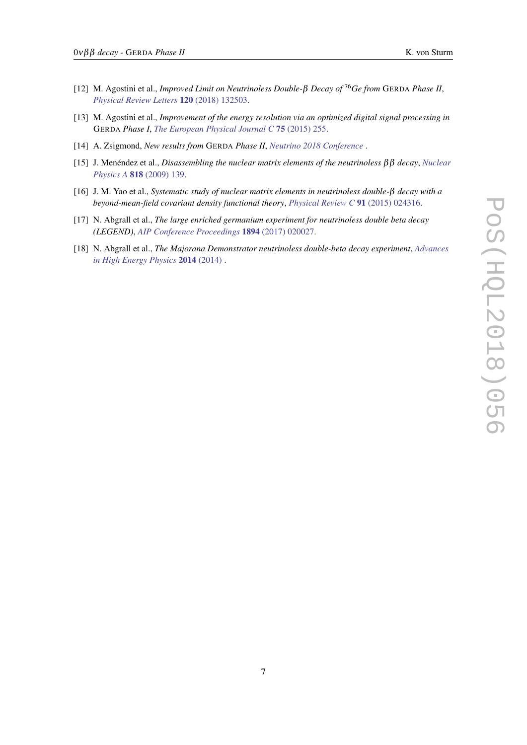[12] M. Agostini et al., *Improved Limit on Neutrinoless Double-$\beta$ Decay of $^{76}$Ge from* GERDA *Phase II*, *Physical Review Letters* **120** (2018) 132503.

[13] M. Agostini et al., *Improvement of the energy resolution via an optimized digital signal processing in* GERDA *Phase I*, *The European Physical Journal C* **75** (2015) 255.

[14] A. Zsigmond, *New results from* GERDA *Phase II*, *Neutrino 2018 Conference* .

[15] J. Menéndez et al., *Disassembling the nuclear matrix elements of the neutrinoless $\beta\beta$ decay*, *Nuclear Physics A* **818** (2009) 139.

[16] J. M. Yao et al., *Systematic study of nuclear matrix elements in neutrinoless double-$\beta$ decay with a beyond-mean-field covariant density functional theory*, *Physical Review C* **91** (2015) 024316.

[17] N. Abgrall et al., *The large enriched germanium experiment for neutrinoless double beta decay (LEGEND)*, *AIP Conference Proceedings* **1894** (2017) 020027.

[18] N. Abgrall et al., *The Majorana Demonstrator neutrinoless double-beta decay experiment*, *Advances in High Energy Physics* **2014** (2014) .